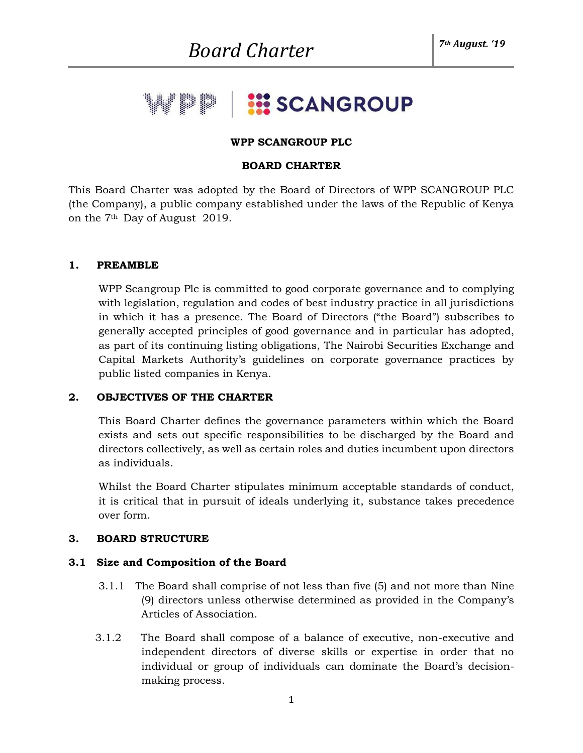WPP SCANGROUP PLC

BOARD CHARTER

This Board Charter was adopted by the Board of Directors of WPP SCANGROUP PLC (the Company), a public company established under the laws of the Republic of Kenya on the 7th Day of August 2019.

## 1. PREAMBLE

WPP Scangroup Plc is committed to good corporate governance and to complying with legislation, regulation and codes of best industry practice in all jurisdictions in which it has a presence. The Board of Directors ("the Board") subscribes to generally accepted principles of good governance and in particular has adopted, as part of its continuing listing obligations, The Nairobi Securities Exchange and Capital Markets Authority's guidelines on corporate governance practices by public listed companies in Kenya.

## 2. OBJECTIVES OF THE CHARTER

This Board Charter defines the governance parameters within which the Board exists and sets out specific responsibilities to be discharged by the Board and directors collectively, as well as certain roles and duties incumbent upon directors as individuals.

Whilst the Board Charter stipulates minimum acceptable standards of conduct, it is critical that in pursuit of ideals underlying it, substance takes precedence over form.

## 3. BOARD STRUCTURE

### 3.1 Size and Composition of the Board

3.1.1 The Board shall comprise of not less than five (5) and not more than Nine (9) directors unless otherwise determined as provided in the Company's Articles of Association.

3.1.2 The Board shall compose of a balance of executive, non-executive and independent directors of diverse skills or expertise in order that no individual or group of individuals can dominate the Board's decision-making process.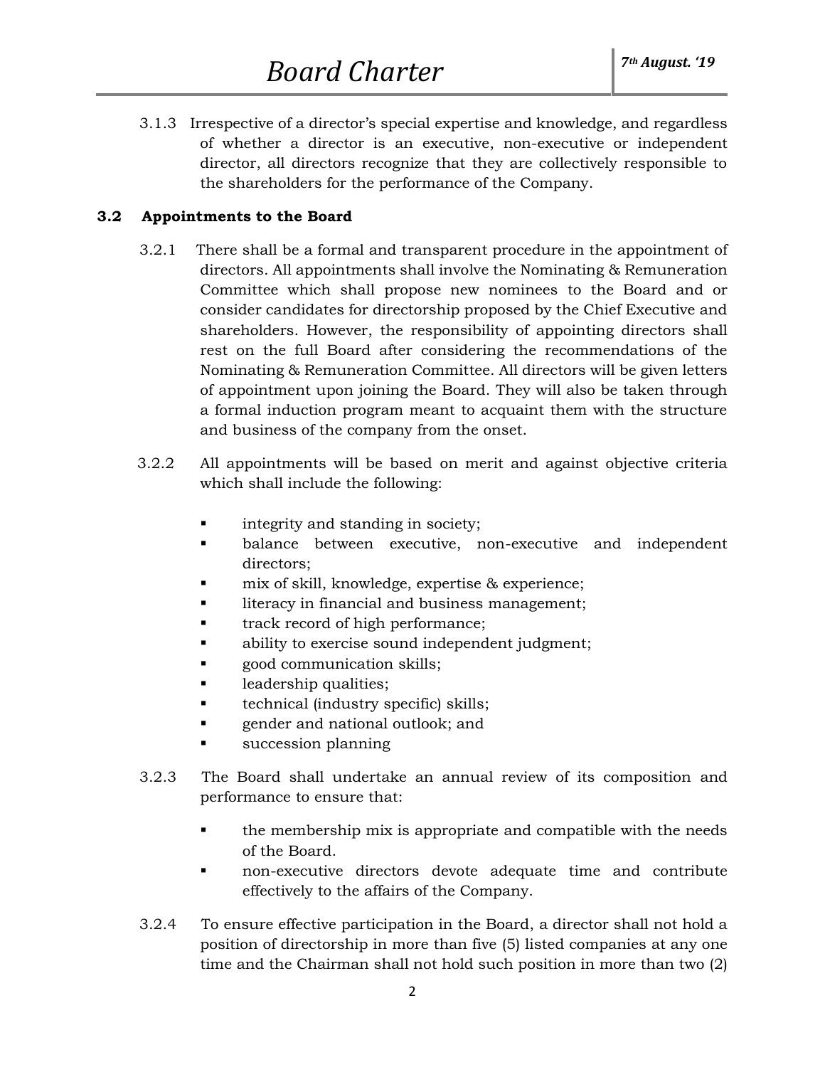3.1.3 Irrespective of a director's special expertise and knowledge, and regardless of whether a director is an executive, non-executive or independent director, all directors recognize that they are collectively responsible to the shareholders for the performance of the Company.

### 3.2 Appointments to the Board

3.2.1 There shall be a formal and transparent procedure in the appointment of directors. All appointments shall involve the Nominating & Remuneration Committee which shall propose new nominees to the Board and or consider candidates for directorship proposed by the Chief Executive and shareholders. However, the responsibility of appointing directors shall rest on the full Board after considering the recommendations of the Nominating & Remuneration Committee. All directors will be given letters of appointment upon joining the Board. They will also be taken through a formal induction program meant to acquaint them with the structure and business of the company from the onset.

3.2.2 All appointments will be based on merit and against objective criteria which shall include the following:

- integrity and standing in society;
- balance between executive, non-executive and independent directors;
- mix of skill, knowledge, expertise & experience;
- literacy in financial and business management;
- track record of high performance;
- ability to exercise sound independent judgment;
- good communication skills;
- leadership qualities;
- technical (industry specific) skills;
- gender and national outlook; and
- succession planning

3.2.3 The Board shall undertake an annual review of its composition and performance to ensure that:

- the membership mix is appropriate and compatible with the needs of the Board.
- non-executive directors devote adequate time and contribute effectively to the affairs of the Company.

3.2.4 To ensure effective participation in the Board, a director shall not hold a position of directorship in more than five (5) listed companies at any one time and the Chairman shall not hold such position in more than two (2)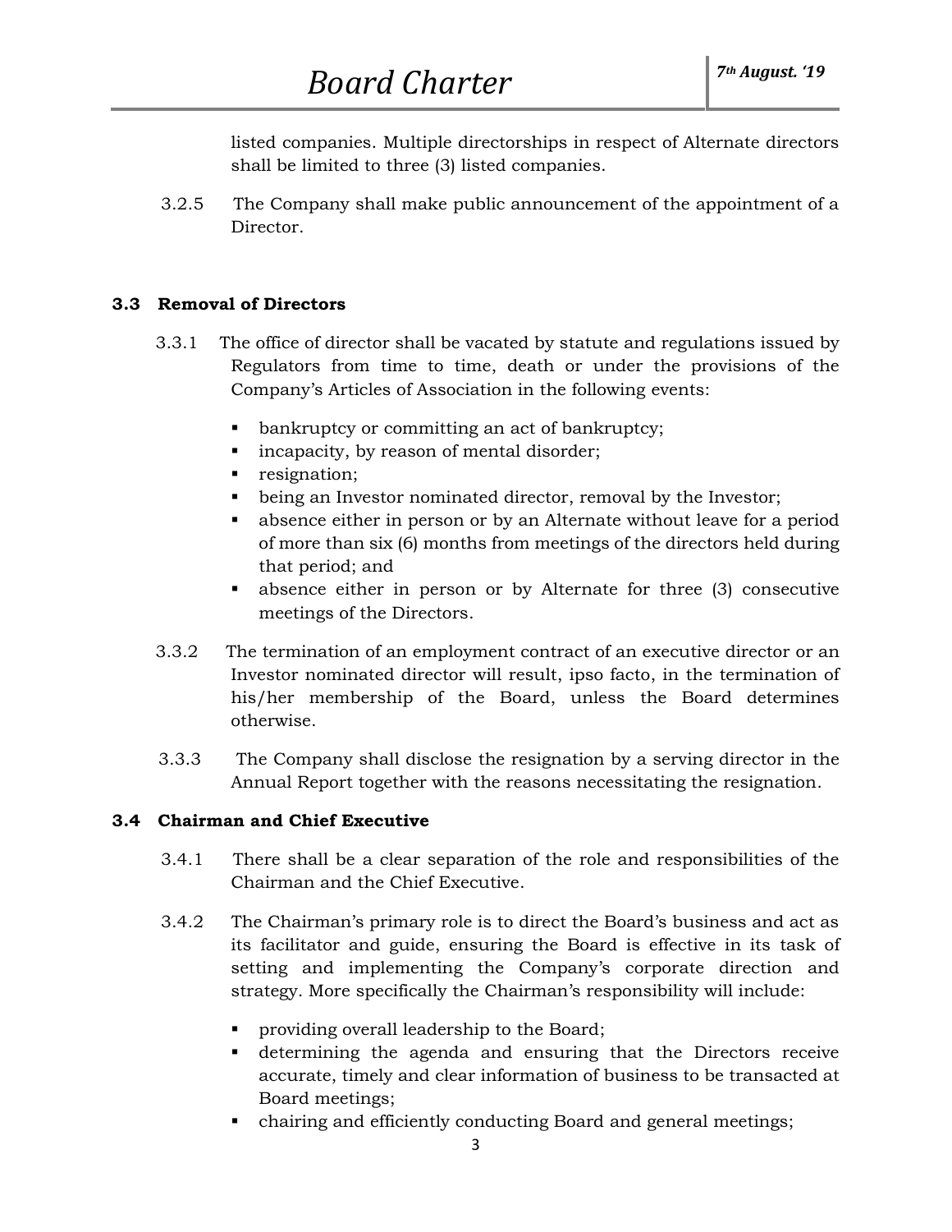listed companies. Multiple directorships in respect of Alternate directors shall be limited to three (3) listed companies.

3.2.5 The Company shall make public announcement of the appointment of a Director.

### 3.3 Removal of Directors

3.3.1 The office of director shall be vacated by statute and regulations issued by Regulators from time to time, death or under the provisions of the Company's Articles of Association in the following events:

- bankruptcy or committing an act of bankruptcy;
- incapacity, by reason of mental disorder;
- resignation;
- being an Investor nominated director, removal by the Investor;
- absence either in person or by an Alternate without leave for a period of more than six (6) months from meetings of the directors held during that period; and
- absence either in person or by Alternate for three (3) consecutive meetings of the Directors.

3.3.2 The termination of an employment contract of an executive director or an Investor nominated director will result, ipso facto, in the termination of his/her membership of the Board, unless the Board determines otherwise.

3.3.3 The Company shall disclose the resignation by a serving director in the Annual Report together with the reasons necessitating the resignation.

### 3.4 Chairman and Chief Executive

3.4.1 There shall be a clear separation of the role and responsibilities of the Chairman and the Chief Executive.

3.4.2 The Chairman's primary role is to direct the Board's business and act as its facilitator and guide, ensuring the Board is effective in its task of setting and implementing the Company's corporate direction and strategy. More specifically the Chairman's responsibility will include:

- providing overall leadership to the Board;
- determining the agenda and ensuring that the Directors receive accurate, timely and clear information of business to be transacted at Board meetings;
- chairing and efficiently conducting Board and general meetings;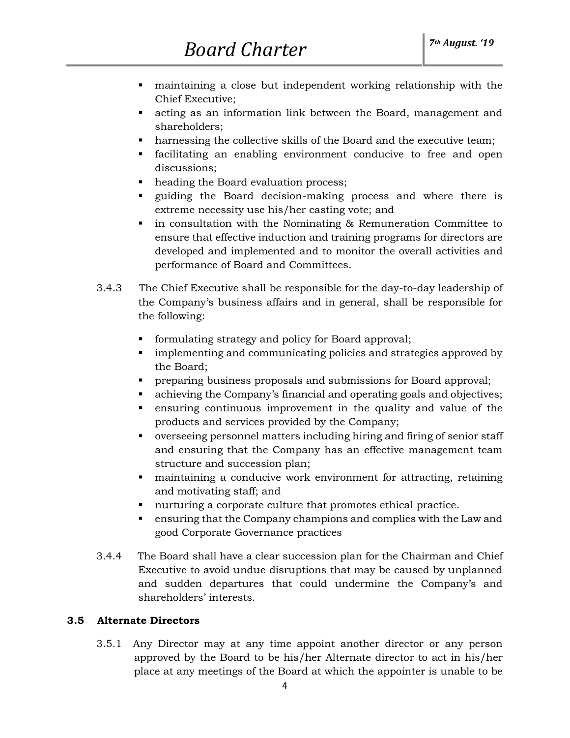- maintaining a close but independent working relationship with the Chief Executive;
- acting as an information link between the Board, management and shareholders;
- harnessing the collective skills of the Board and the executive team;
- facilitating an enabling environment conducive to free and open discussions;
- heading the Board evaluation process;
- guiding the Board decision-making process and where there is extreme necessity use his/her casting vote; and
- in consultation with the Nominating & Remuneration Committee to ensure that effective induction and training programs for directors are developed and implemented and to monitor the overall activities and performance of Board and Committees.

3.4.3 The Chief Executive shall be responsible for the day-to-day leadership of the Company's business affairs and in general, shall be responsible for the following:

- formulating strategy and policy for Board approval;
- implementing and communicating policies and strategies approved by the Board;
- preparing business proposals and submissions for Board approval;
- achieving the Company's financial and operating goals and objectives;
- ensuring continuous improvement in the quality and value of the products and services provided by the Company;
- overseeing personnel matters including hiring and firing of senior staff and ensuring that the Company has an effective management team structure and succession plan;
- maintaining a conducive work environment for attracting, retaining and motivating staff; and
- nurturing a corporate culture that promotes ethical practice.
- ensuring that the Company champions and complies with the Law and good Corporate Governance practices

3.4.4 The Board shall have a clear succession plan for the Chairman and Chief Executive to avoid undue disruptions that may be caused by unplanned and sudden departures that could undermine the Company's and shareholders' interests.

### 3.5 Alternate Directors

3.5.1 Any Director may at any time appoint another director or any person approved by the Board to be his/her Alternate director to act in his/her place at any meetings of the Board at which the appointer is unable to be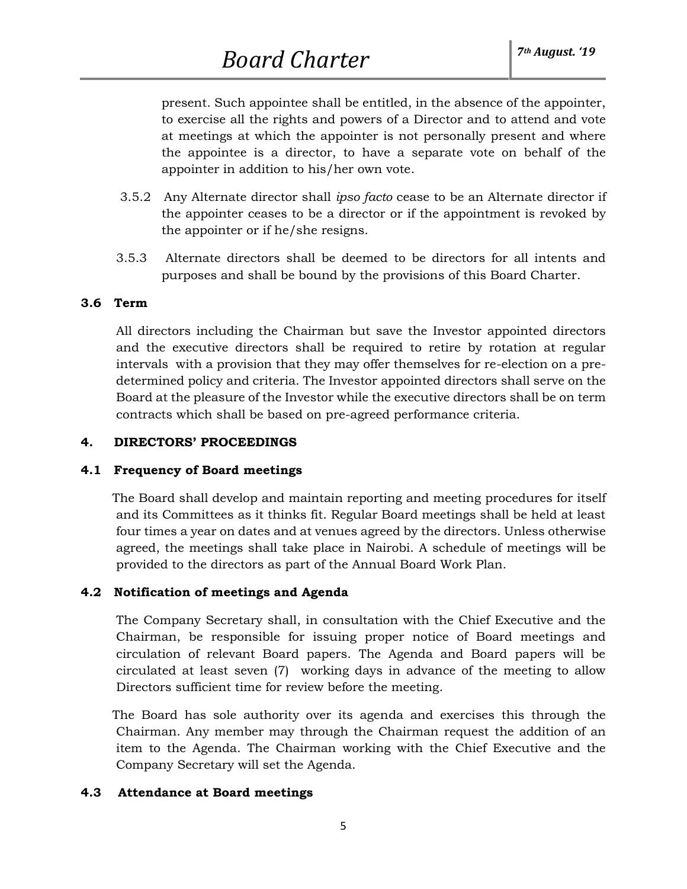present. Such appointee shall be entitled, in the absence of the appointer, to exercise all the rights and powers of a Director and to attend and vote at meetings at which the appointer is not personally present and where the appointee is a director, to have a separate vote on behalf of the appointer in addition to his/her own vote.

3.5.2 Any Alternate director shall *ipso facto* cease to be an Alternate director if the appointer ceases to be a director or if the appointment is revoked by the appointer or if he/she resigns.

3.5.3 Alternate directors shall be deemed to be directors for all intents and purposes and shall be bound by the provisions of this Board Charter.

### 3.6 Term

All directors including the Chairman but save the Investor appointed directors and the executive directors shall be required to retire by rotation at regular intervals with a provision that they may offer themselves for re-election on a pre-determined policy and criteria. The Investor appointed directors shall serve on the Board at the pleasure of the Investor while the executive directors shall be on term contracts which shall be based on pre-agreed performance criteria.

## 4. DIRECTORS' PROCEEDINGS

### 4.1 Frequency of Board meetings

The Board shall develop and maintain reporting and meeting procedures for itself and its Committees as it thinks fit. Regular Board meetings shall be held at least four times a year on dates and at venues agreed by the directors. Unless otherwise agreed, the meetings shall take place in Nairobi. A schedule of meetings will be provided to the directors as part of the Annual Board Work Plan.

### 4.2 Notification of meetings and Agenda

The Company Secretary shall, in consultation with the Chief Executive and the Chairman, be responsible for issuing proper notice of Board meetings and circulation of relevant Board papers. The Agenda and Board papers will be circulated at least seven (7) working days in advance of the meeting to allow Directors sufficient time for review before the meeting.

The Board has sole authority over its agenda and exercises this through the Chairman. Any member may through the Chairman request the addition of an item to the Agenda. The Chairman working with the Chief Executive and the Company Secretary will set the Agenda.

### 4.3 Attendance at Board meetings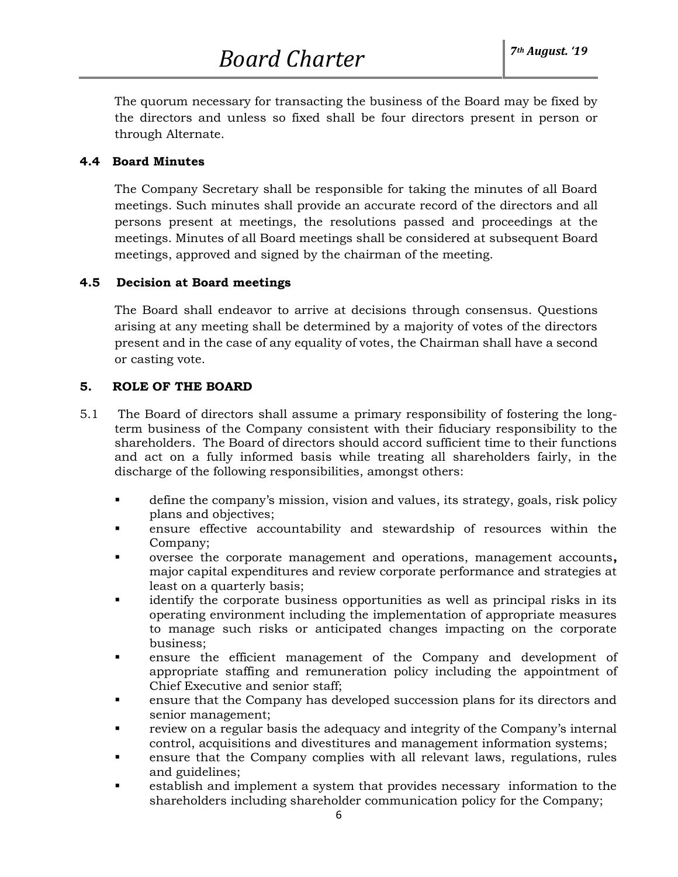The quorum necessary for transacting the business of the Board may be fixed by the directors and unless so fixed shall be four directors present in person or through Alternate.

### 4.4 Board Minutes

The Company Secretary shall be responsible for taking the minutes of all Board meetings. Such minutes shall provide an accurate record of the directors and all persons present at meetings, the resolutions passed and proceedings at the meetings. Minutes of all Board meetings shall be considered at subsequent Board meetings, approved and signed by the chairman of the meeting.

### 4.5 Decision at Board meetings

The Board shall endeavor to arrive at decisions through consensus. Questions arising at any meeting shall be determined by a majority of votes of the directors present and in the case of any equality of votes, the Chairman shall have a second or casting vote.

## 5. ROLE OF THE BOARD

5.1 The Board of directors shall assume a primary responsibility of fostering the long-term business of the Company consistent with their fiduciary responsibility to the shareholders. The Board of directors should accord sufficient time to their functions and act on a fully informed basis while treating all shareholders fairly, in the discharge of the following responsibilities, amongst others:

- define the company's mission, vision and values, its strategy, goals, risk policy plans and objectives;
- ensure effective accountability and stewardship of resources within the Company;
- oversee the corporate management and operations, management accounts**,** major capital expenditures and review corporate performance and strategies at least on a quarterly basis;
- identify the corporate business opportunities as well as principal risks in its operating environment including the implementation of appropriate measures to manage such risks or anticipated changes impacting on the corporate business;
- ensure the efficient management of the Company and development of appropriate staffing and remuneration policy including the appointment of Chief Executive and senior staff;
- ensure that the Company has developed succession plans for its directors and senior management;
- review on a regular basis the adequacy and integrity of the Company's internal control, acquisitions and divestitures and management information systems;
- ensure that the Company complies with all relevant laws, regulations, rules and guidelines;
- establish and implement a system that provides necessary information to the shareholders including shareholder communication policy for the Company;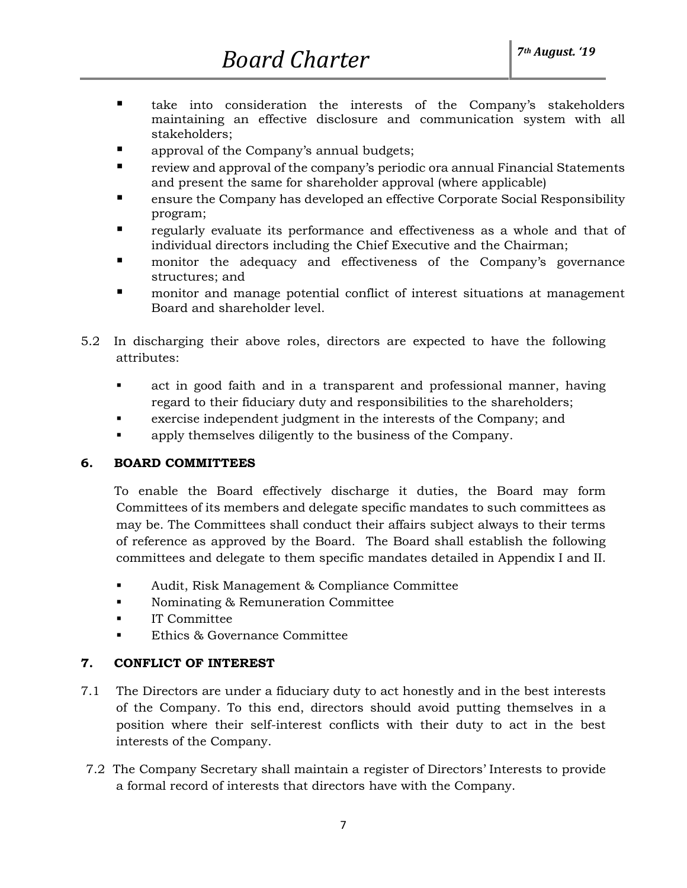- take into consideration the interests of the Company's stakeholders maintaining an effective disclosure and communication system with all stakeholders;
- approval of the Company's annual budgets;
- review and approval of the company's periodic ora annual Financial Statements and present the same for shareholder approval (where applicable)
- ensure the Company has developed an effective Corporate Social Responsibility program;
- regularly evaluate its performance and effectiveness as a whole and that of individual directors including the Chief Executive and the Chairman;
- monitor the adequacy and effectiveness of the Company's governance structures; and
- monitor and manage potential conflict of interest situations at management Board and shareholder level.

5.2 In discharging their above roles, directors are expected to have the following attributes:

- act in good faith and in a transparent and professional manner, having regard to their fiduciary duty and responsibilities to the shareholders;
- exercise independent judgment in the interests of the Company; and
- apply themselves diligently to the business of the Company.

## 6. BOARD COMMITTEES

To enable the Board effectively discharge it duties, the Board may form Committees of its members and delegate specific mandates to such committees as may be. The Committees shall conduct their affairs subject always to their terms of reference as approved by the Board. The Board shall establish the following committees and delegate to them specific mandates detailed in Appendix I and II.

- Audit, Risk Management & Compliance Committee
- Nominating & Remuneration Committee
- IT Committee
- Ethics & Governance Committee

## 7. CONFLICT OF INTEREST

7.1 The Directors are under a fiduciary duty to act honestly and in the best interests of the Company. To this end, directors should avoid putting themselves in a position where their self-interest conflicts with their duty to act in the best interests of the Company.

7.2 The Company Secretary shall maintain a register of Directors' Interests to provide a formal record of interests that directors have with the Company.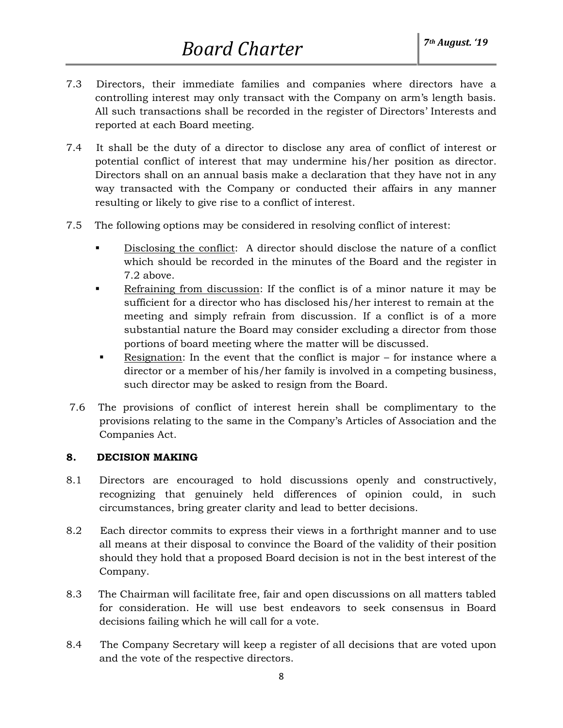7.3 Directors, their immediate families and companies where directors have a controlling interest may only transact with the Company on arm's length basis. All such transactions shall be recorded in the register of Directors' Interests and reported at each Board meeting.

7.4 It shall be the duty of a director to disclose any area of conflict of interest or potential conflict of interest that may undermine his/her position as director. Directors shall on an annual basis make a declaration that they have not in any way transacted with the Company or conducted their affairs in any manner resulting or likely to give rise to a conflict of interest.

7.5 The following options may be considered in resolving conflict of interest:

- Disclosing the conflict: A director should disclose the nature of a conflict which should be recorded in the minutes of the Board and the register in 7.2 above.
- Refraining from discussion: If the conflict is of a minor nature it may be sufficient for a director who has disclosed his/her interest to remain at the meeting and simply refrain from discussion. If a conflict is of a more substantial nature the Board may consider excluding a director from those portions of board meeting where the matter will be discussed.
- Resignation: In the event that the conflict is major – for instance where a director or a member of his/her family is involved in a competing business, such director may be asked to resign from the Board.

7.6 The provisions of conflict of interest herein shall be complimentary to the provisions relating to the same in the Company's Articles of Association and the Companies Act.

## 8. DECISION MAKING

8.1 Directors are encouraged to hold discussions openly and constructively, recognizing that genuinely held differences of opinion could, in such circumstances, bring greater clarity and lead to better decisions.

8.2 Each director commits to express their views in a forthright manner and to use all means at their disposal to convince the Board of the validity of their position should they hold that a proposed Board decision is not in the best interest of the Company.

8.3 The Chairman will facilitate free, fair and open discussions on all matters tabled for consideration. He will use best endeavors to seek consensus in Board decisions failing which he will call for a vote.

8.4 The Company Secretary will keep a register of all decisions that are voted upon and the vote of the respective directors.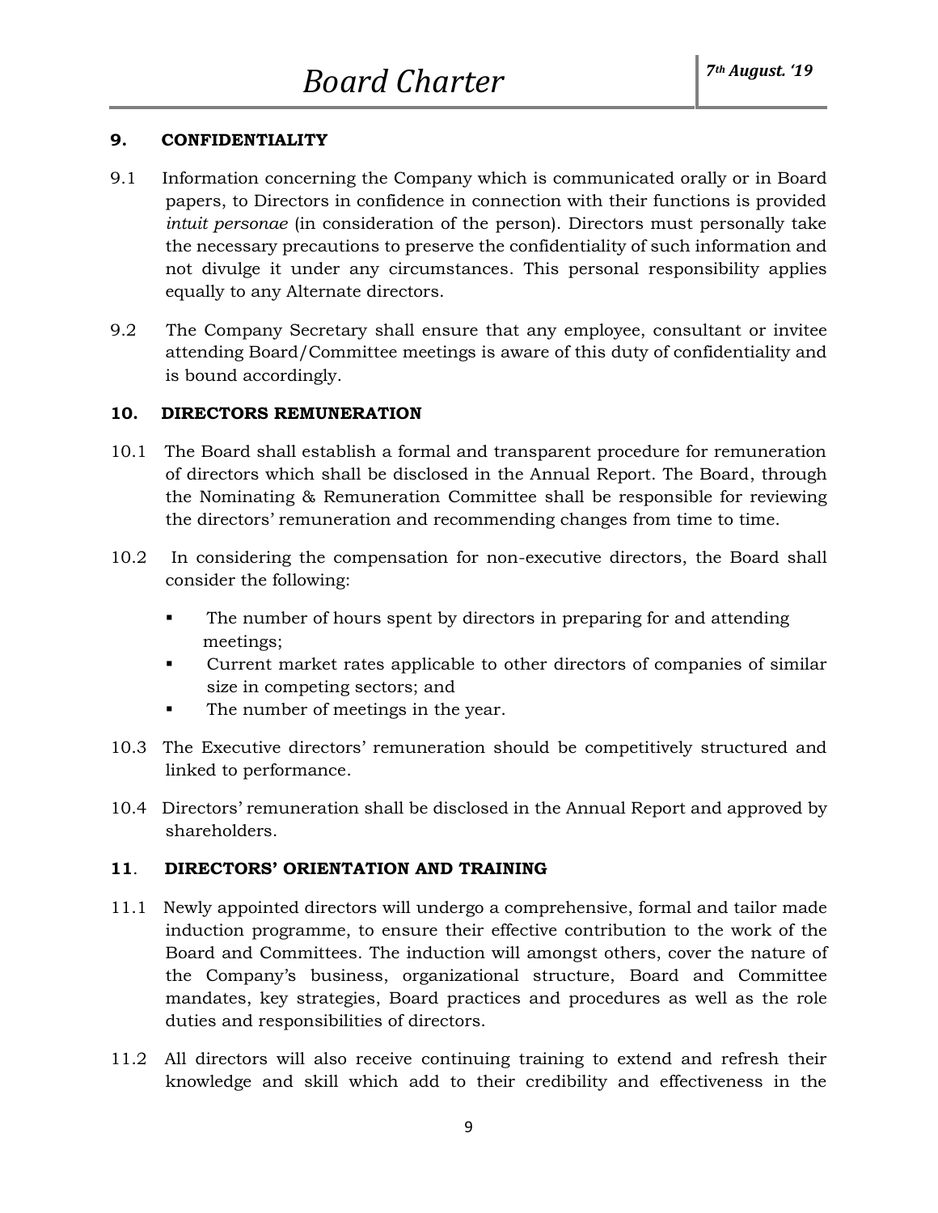## 9. CONFIDENTIALITY

9.1 Information concerning the Company which is communicated orally or in Board papers, to Directors in confidence in connection with their functions is provided *intuit personae* (in consideration of the person). Directors must personally take the necessary precautions to preserve the confidentiality of such information and not divulge it under any circumstances. This personal responsibility applies equally to any Alternate directors.

9.2 The Company Secretary shall ensure that any employee, consultant or invitee attending Board/Committee meetings is aware of this duty of confidentiality and is bound accordingly.

## 10. DIRECTORS REMUNERATION

10.1 The Board shall establish a formal and transparent procedure for remuneration of directors which shall be disclosed in the Annual Report. The Board, through the Nominating & Remuneration Committee shall be responsible for reviewing the directors' remuneration and recommending changes from time to time.

10.2 In considering the compensation for non-executive directors, the Board shall consider the following:

- The number of hours spent by directors in preparing for and attending meetings;
- Current market rates applicable to other directors of companies of similar size in competing sectors; and
- The number of meetings in the year.

10.3 The Executive directors' remuneration should be competitively structured and linked to performance.

10.4 Directors' remuneration shall be disclosed in the Annual Report and approved by shareholders.

## 11. DIRECTORS' ORIENTATION AND TRAINING

11.1 Newly appointed directors will undergo a comprehensive, formal and tailor made induction programme, to ensure their effective contribution to the work of the Board and Committees. The induction will amongst others, cover the nature of the Company's business, organizational structure, Board and Committee mandates, key strategies, Board practices and procedures as well as the role duties and responsibilities of directors.

11.2 All directors will also receive continuing training to extend and refresh their knowledge and skill which add to their credibility and effectiveness in the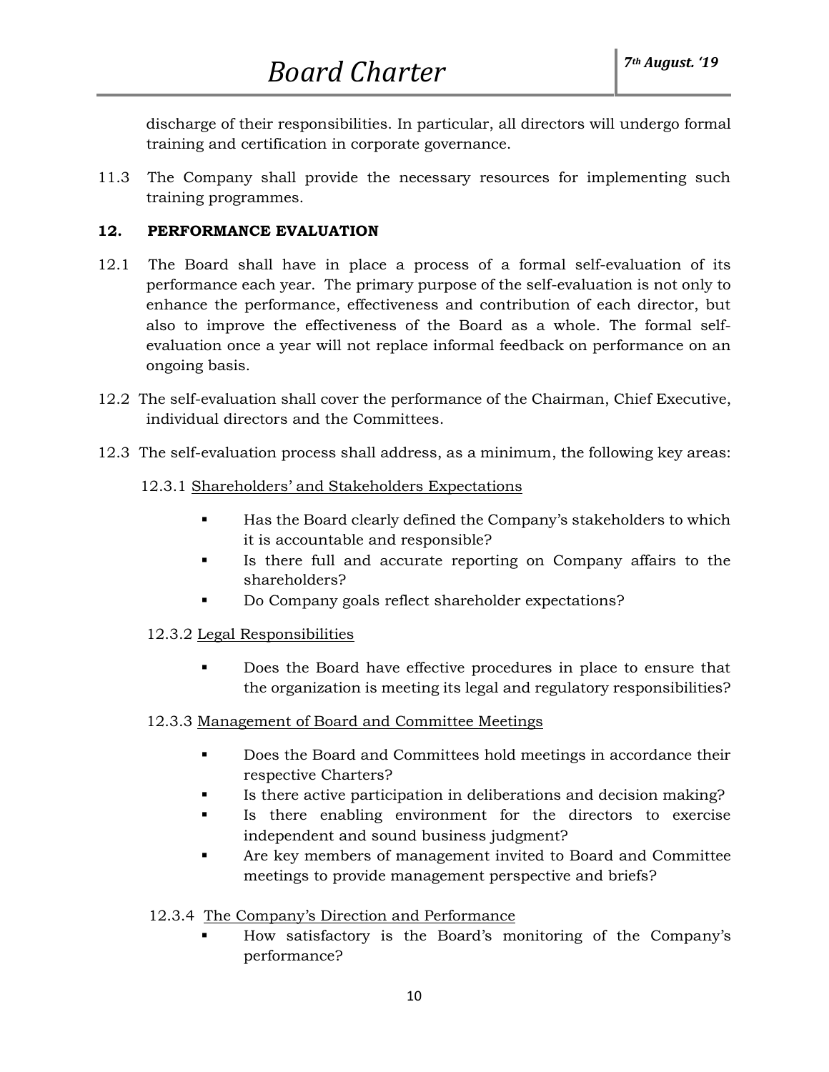discharge of their responsibilities. In particular, all directors will undergo formal training and certification in corporate governance.

11.3 The Company shall provide the necessary resources for implementing such training programmes.

## 12. PERFORMANCE EVALUATION

12.1 The Board shall have in place a process of a formal self-evaluation of its performance each year. The primary purpose of the self-evaluation is not only to enhance the performance, effectiveness and contribution of each director, but also to improve the effectiveness of the Board as a whole. The formal self-evaluation once a year will not replace informal feedback on performance on an ongoing basis.

12.2 The self-evaluation shall cover the performance of the Chairman, Chief Executive, individual directors and the Committees.

12.3 The self-evaluation process shall address, as a minimum, the following key areas:

12.3.1 <u>Shareholders' and Stakeholders Expectations</u>

- Has the Board clearly defined the Company's stakeholders to which it is accountable and responsible?
- Is there full and accurate reporting on Company affairs to the shareholders?
- Do Company goals reflect shareholder expectations?

12.3.2 <u>Legal Responsibilities</u>

- Does the Board have effective procedures in place to ensure that the organization is meeting its legal and regulatory responsibilities?

12.3.3 <u>Management of Board and Committee Meetings</u>

- Does the Board and Committees hold meetings in accordance their respective Charters?
- Is there active participation in deliberations and decision making?
- Is there enabling environment for the directors to exercise independent and sound business judgment?
- Are key members of management invited to Board and Committee meetings to provide management perspective and briefs?

12.3.4 <u>The Company's Direction and Performance</u>

- How satisfactory is the Board's monitoring of the Company's performance?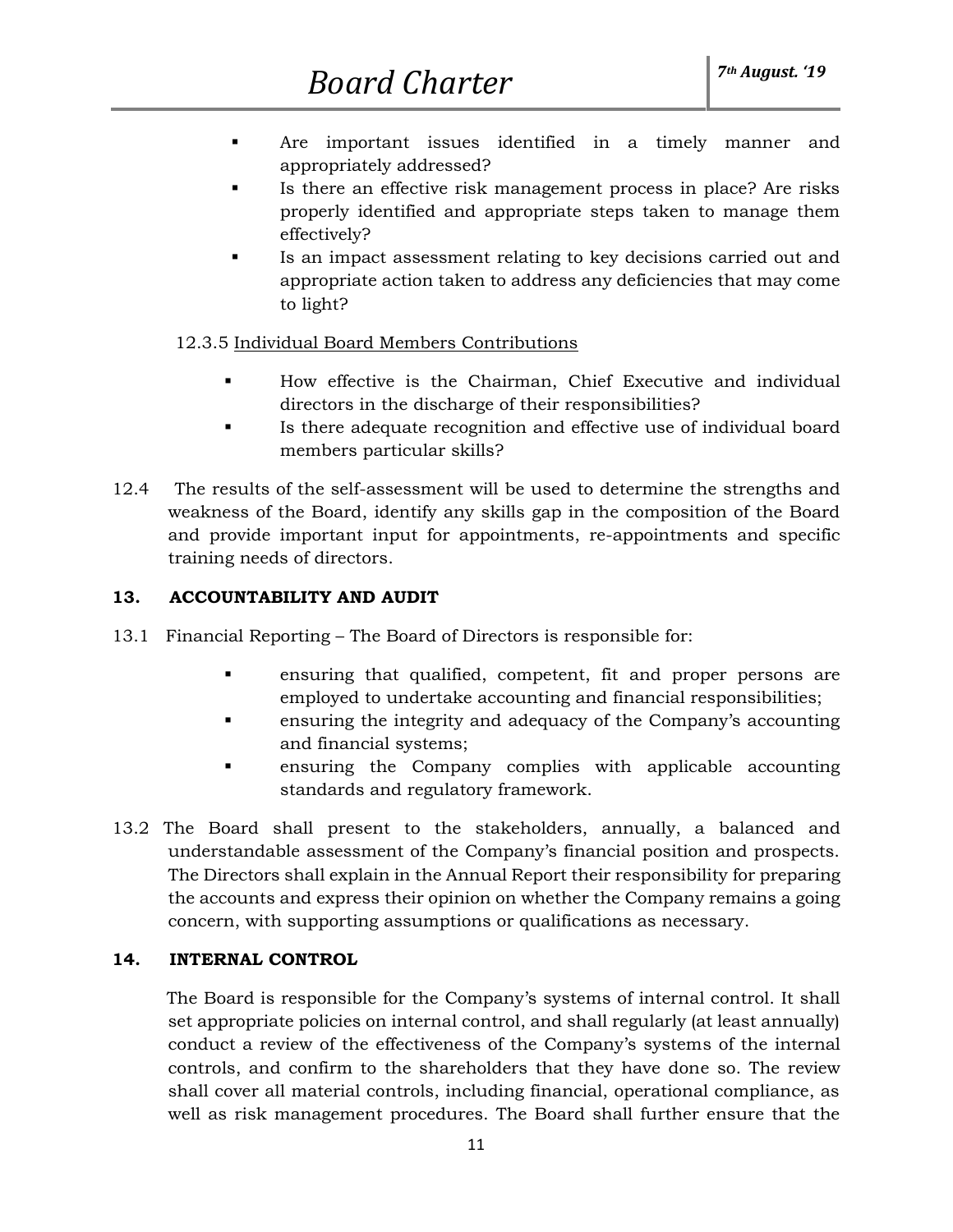- Are important issues identified in a timely manner and appropriately addressed?
- Is there an effective risk management process in place? Are risks properly identified and appropriate steps taken to manage them effectively?
- Is an impact assessment relating to key decisions carried out and appropriate action taken to address any deficiencies that may come to light?

12.3.5 Individual Board Members Contributions

- How effective is the Chairman, Chief Executive and individual directors in the discharge of their responsibilities?
- Is there adequate recognition and effective use of individual board members particular skills?

12.4 The results of the self-assessment will be used to determine the strengths and weakness of the Board, identify any skills gap in the composition of the Board and provide important input for appointments, re-appointments and specific training needs of directors.

## 13. ACCOUNTABILITY AND AUDIT

13.1 Financial Reporting – The Board of Directors is responsible for:

- ensuring that qualified, competent, fit and proper persons are employed to undertake accounting and financial responsibilities;
- ensuring the integrity and adequacy of the Company's accounting and financial systems;
- ensuring the Company complies with applicable accounting standards and regulatory framework.

13.2 The Board shall present to the stakeholders, annually, a balanced and understandable assessment of the Company's financial position and prospects. The Directors shall explain in the Annual Report their responsibility for preparing the accounts and express their opinion on whether the Company remains a going concern, with supporting assumptions or qualifications as necessary.

## 14. INTERNAL CONTROL

The Board is responsible for the Company's systems of internal control. It shall set appropriate policies on internal control, and shall regularly (at least annually) conduct a review of the effectiveness of the Company's systems of the internal controls, and confirm to the shareholders that they have done so. The review shall cover all material controls, including financial, operational compliance, as well as risk management procedures. The Board shall further ensure that the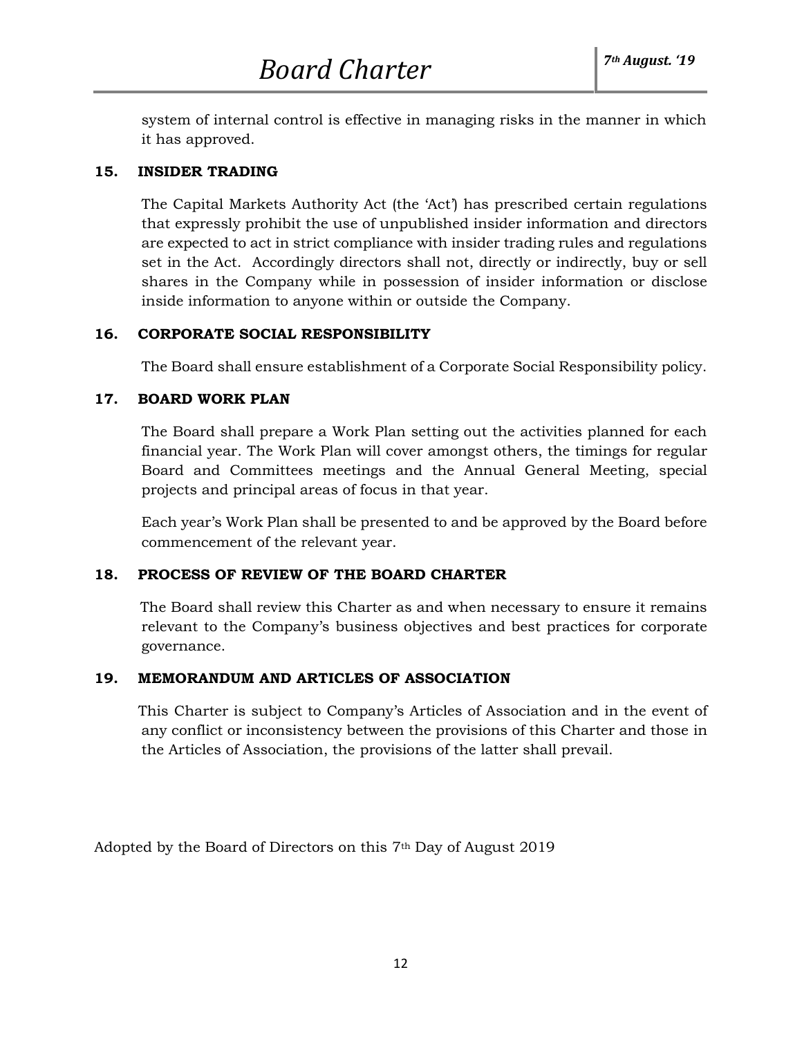system of internal control is effective in managing risks in the manner in which it has approved.

## 15. INSIDER TRADING

The Capital Markets Authority Act (the 'Act') has prescribed certain regulations that expressly prohibit the use of unpublished insider information and directors are expected to act in strict compliance with insider trading rules and regulations set in the Act. Accordingly directors shall not, directly or indirectly, buy or sell shares in the Company while in possession of insider information or disclose inside information to anyone within or outside the Company.

## 16. CORPORATE SOCIAL RESPONSIBILITY

The Board shall ensure establishment of a Corporate Social Responsibility policy.

## 17. BOARD WORK PLAN

The Board shall prepare a Work Plan setting out the activities planned for each financial year. The Work Plan will cover amongst others, the timings for regular Board and Committees meetings and the Annual General Meeting, special projects and principal areas of focus in that year.

Each year's Work Plan shall be presented to and be approved by the Board before commencement of the relevant year.

## 18. PROCESS OF REVIEW OF THE BOARD CHARTER

The Board shall review this Charter as and when necessary to ensure it remains relevant to the Company's business objectives and best practices for corporate governance.

## 19. MEMORANDUM AND ARTICLES OF ASSOCIATION

This Charter is subject to Company's Articles of Association and in the event of any conflict or inconsistency between the provisions of this Charter and those in the Articles of Association, the provisions of the latter shall prevail.

Adopted by the Board of Directors on this 7th Day of August 2019